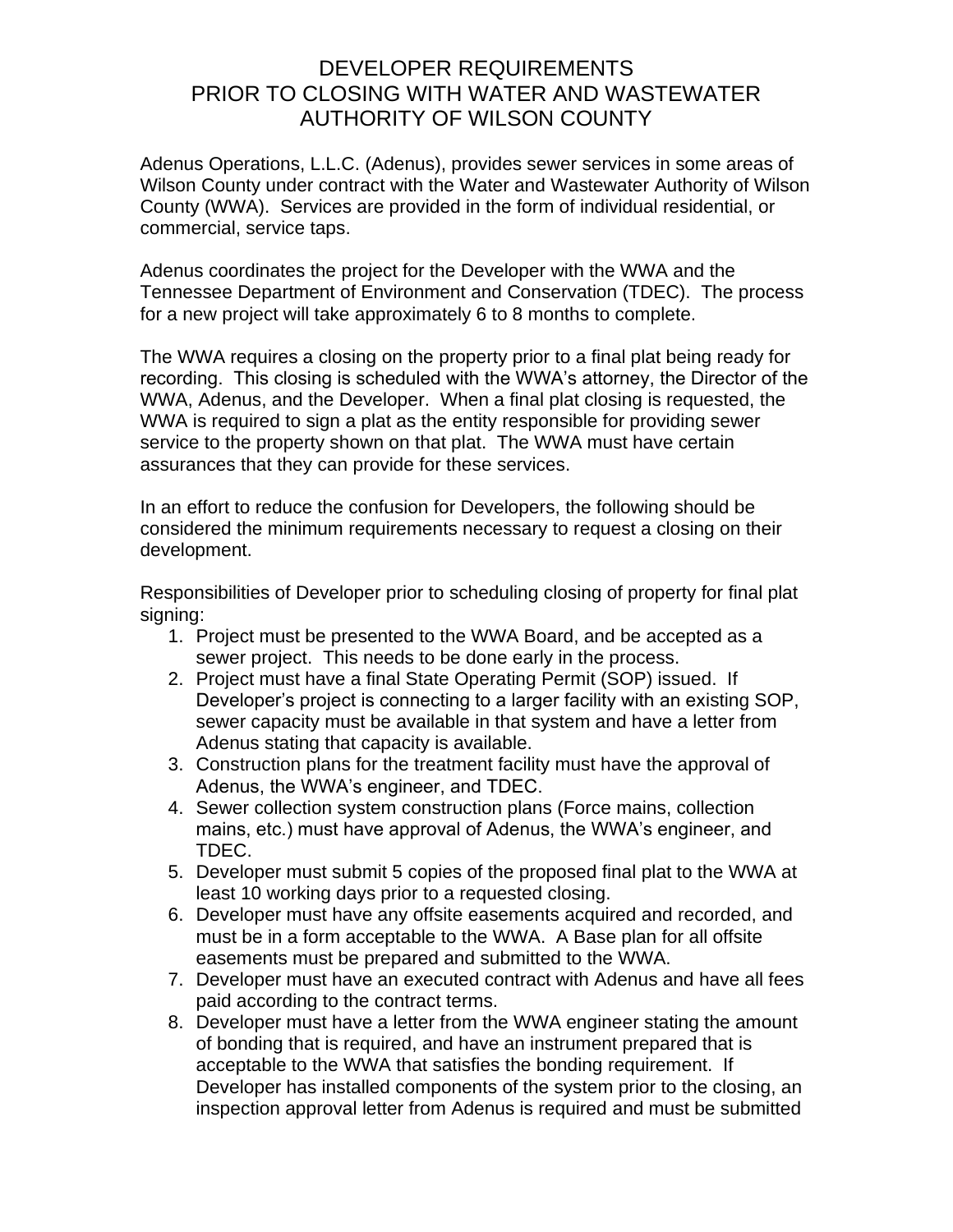# DEVELOPER REQUIREMENTS PRIOR TO CLOSING WITH WATER AND WASTEWATER AUTHORITY OF WILSON COUNTY

Adenus Operations, L.L.C. (Adenus), provides sewer services in some areas of Wilson County under contract with the Water and Wastewater Authority of Wilson County (WWA). Services are provided in the form of individual residential, or commercial, service taps.

Adenus coordinates the project for the Developer with the WWA and the Tennessee Department of Environment and Conservation (TDEC). The process for a new project will take approximately 6 to 8 months to complete.

The WWA requires a closing on the property prior to a final plat being ready for recording. This closing is scheduled with the WWA's attorney, the Director of the WWA, Adenus, and the Developer. When a final plat closing is requested, the WWA is required to sign a plat as the entity responsible for providing sewer service to the property shown on that plat. The WWA must have certain assurances that they can provide for these services.

In an effort to reduce the confusion for Developers, the following should be considered the minimum requirements necessary to request a closing on their development.

Responsibilities of Developer prior to scheduling closing of property for final plat signing:

1. Project must be presented to the WWA Board, and be accepted as a sewer project. This needs to be done early in the process.
2. Project must have a final State Operating Permit (SOP) issued. If Developer's project is connecting to a larger facility with an existing SOP, sewer capacity must be available in that system and have a letter from Adenus stating that capacity is available.
3. Construction plans for the treatment facility must have the approval of Adenus, the WWA's engineer, and TDEC.
4. Sewer collection system construction plans (Force mains, collection mains, etc.) must have approval of Adenus, the WWA's engineer, and TDEC.
5. Developer must submit 5 copies of the proposed final plat to the WWA at least 10 working days prior to a requested closing.
6. Developer must have any offsite easements acquired and recorded, and must be in a form acceptable to the WWA. A Base plan for all offsite easements must be prepared and submitted to the WWA.
7. Developer must have an executed contract with Adenus and have all fees paid according to the contract terms.
8. Developer must have a letter from the WWA engineer stating the amount of bonding that is required, and have an instrument prepared that is acceptable to the WWA that satisfies the bonding requirement. If Developer has installed components of the system prior to the closing, an inspection approval letter from Adenus is required and must be submitted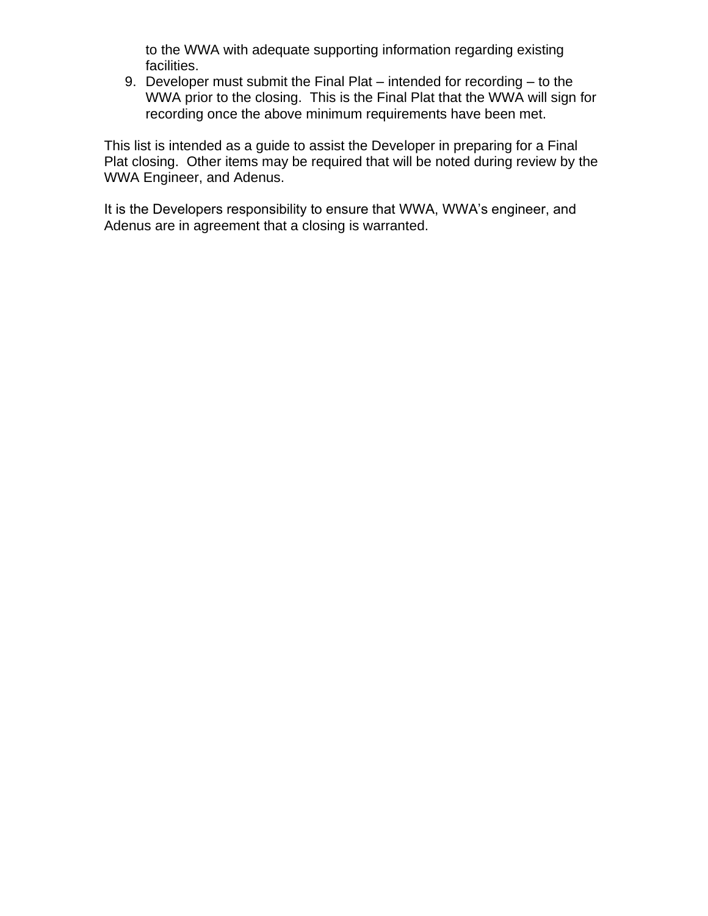to the WWA with adequate supporting information regarding existing facilities.

9. Developer must submit the Final Plat – intended for recording – to the WWA prior to the closing. This is the Final Plat that the WWA will sign for recording once the above minimum requirements have been met.

This list is intended as a guide to assist the Developer in preparing for a Final Plat closing. Other items may be required that will be noted during review by the WWA Engineer, and Adenus.

It is the Developers responsibility to ensure that WWA, WWA's engineer, and Adenus are in agreement that a closing is warranted.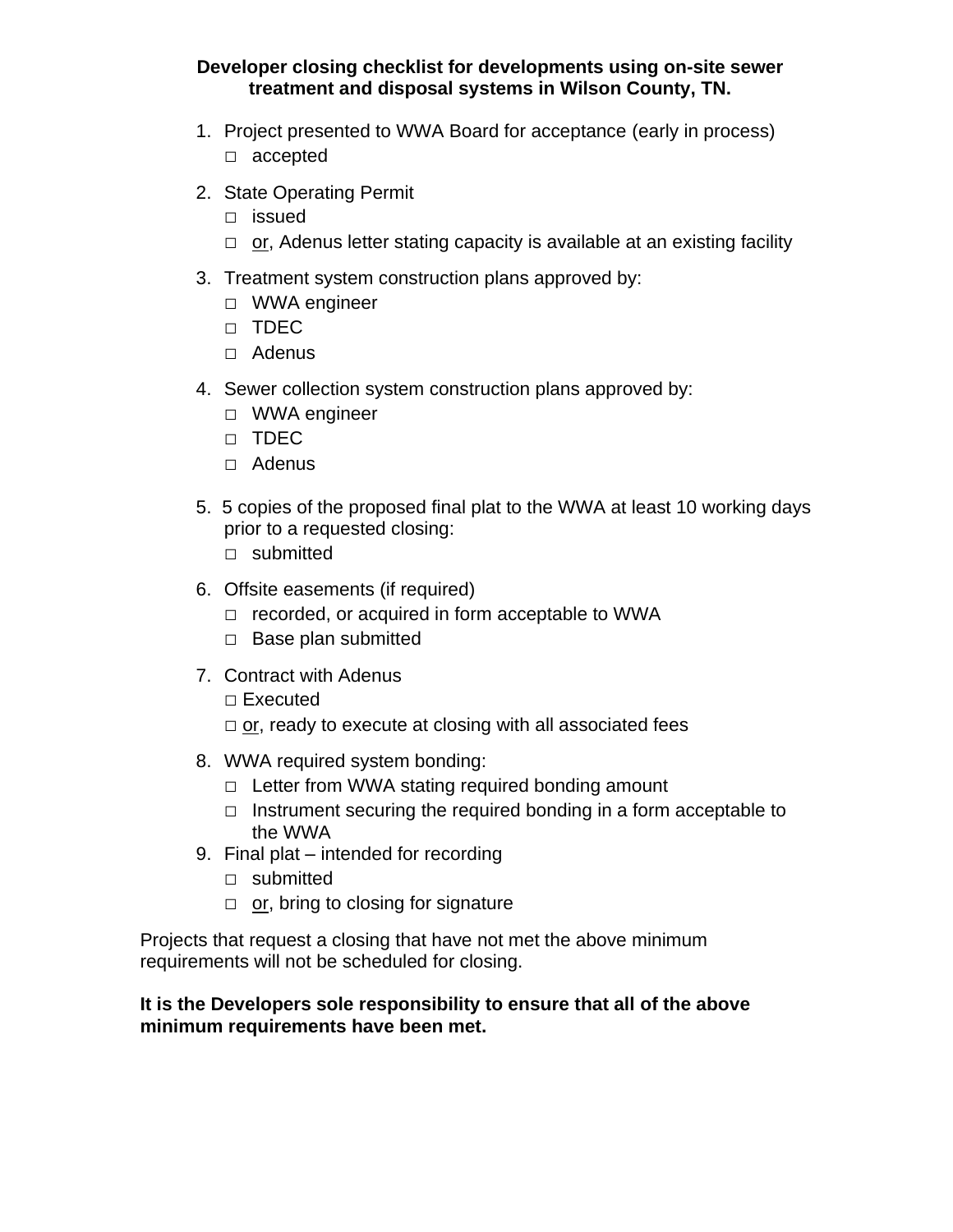**Developer closing checklist for developments using on-site sewer treatment and disposal systems in Wilson County, TN.**

1. Project presented to WWA Board for acceptance (early in process)
   - □ accepted
2. State Operating Permit
   - □ issued
   - □ <u>or</u>, Adenus letter stating capacity is available at an existing facility
3. Treatment system construction plans approved by:
   - □ WWA engineer
   - □ TDEC
   - □ Adenus
4. Sewer collection system construction plans approved by:
   - □ WWA engineer
   - □ TDEC
   - □ Adenus
5. 5 copies of the proposed final plat to the WWA at least 10 working days prior to a requested closing:
   - □ submitted
6. Offsite easements (if required)
   - □ recorded, or acquired in form acceptable to WWA
   - □ Base plan submitted
7. Contract with Adenus
   - □ Executed
   - □ <u>or</u>, ready to execute at closing with all associated fees
8. WWA required system bonding:
   - □ Letter from WWA stating required bonding amount
   - □ Instrument securing the required bonding in a form acceptable to the WWA
9. Final plat – intended for recording
   - □ submitted
   - □ <u>or</u>, bring to closing for signature

Projects that request a closing that have not met the above minimum requirements will not be scheduled for closing.

**It is the Developers sole responsibility to ensure that all of the above minimum requirements have been met.**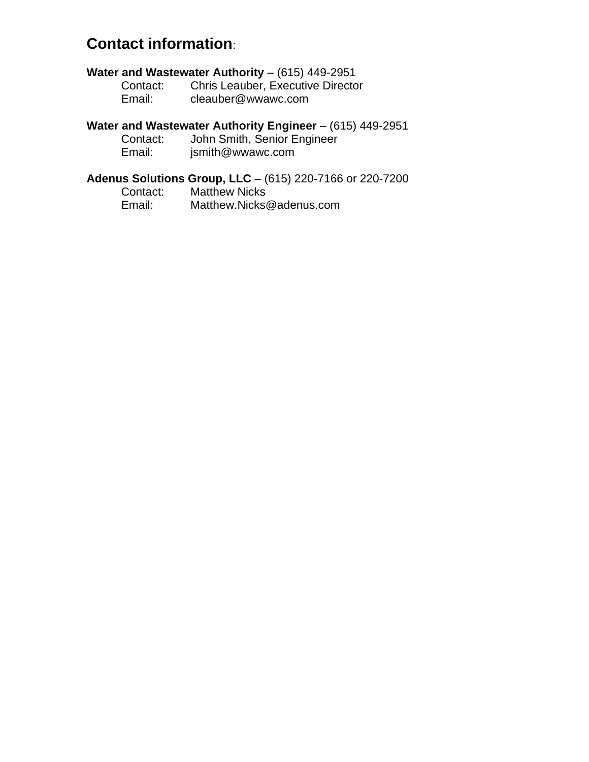## Contact information:

**Water and Wastewater Authority** – (615) 449-2951
Contact: Chris Leauber, Executive Director
Email: cleauber@wwawc.com

**Water and Wastewater Authority Engineer** – (615) 449-2951
Contact: John Smith, Senior Engineer
Email: jsmith@wwawc.com

**Adenus Solutions Group, LLC** – (615) 220-7166 or 220-7200
Contact: Matthew Nicks
Email: Matthew.Nicks@adenus.com